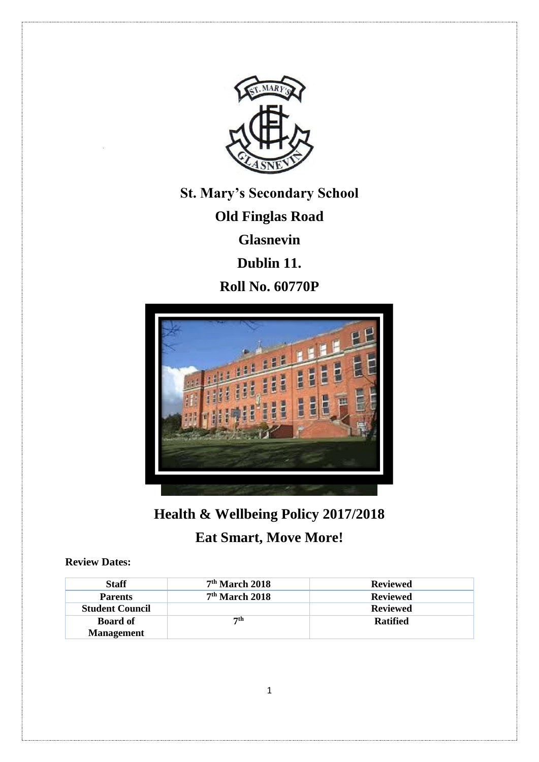**St. Mary's Secondary School**

**Old Finglas Road**

**Glasnevin**

**Dublin 11.**

**Roll No. 60770P**

# Health & Wellbeing Policy 2017/2018

## Eat Smart, Move More!

**Review Dates:**

| Staff | 7th March 2018 | Reviewed |
|---|---|---|
| Parents | 7th March 2018 | Reviewed |
| Student Council | | Reviewed |
| Board of Management | 7th | Ratified |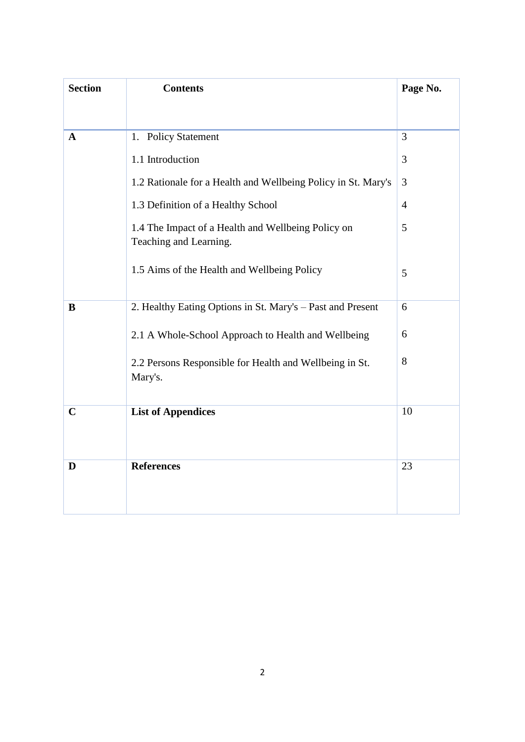| Section | Contents | Page No. |
|---|---|---|
| **A** | 1. Policy Statement | 3 |
| | 1.1 Introduction | 3 |
| | 1.2 Rationale for a Health and Wellbeing Policy in St. Mary's | 3 |
| | 1.3 Definition of a Healthy School | 4 |
| | 1.4 The Impact of a Health and Wellbeing Policy on Teaching and Learning. | 5 |
| | 1.5 Aims of the Health and Wellbeing Policy | 5 |
| **B** | 2. Healthy Eating Options in St. Mary's – Past and Present | 6 |
| | 2.1 A Whole-School Approach to Health and Wellbeing | 6 |
| | 2.2 Persons Responsible for Health and Wellbeing in St. Mary's. | 8 |
| **C** | **List of Appendices** | 10 |
| **D** | **References** | 23 |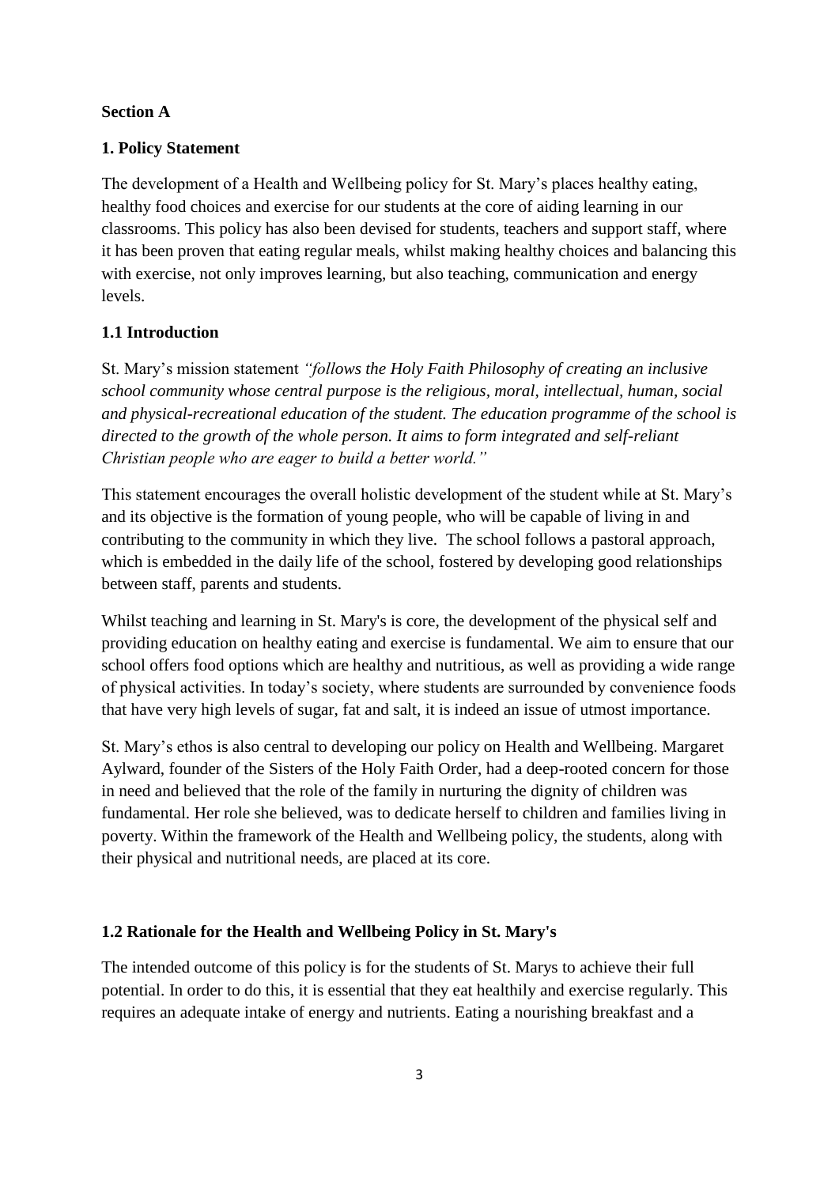**Section A**

**1. Policy Statement**

The development of a Health and Wellbeing policy for St. Mary's places healthy eating, healthy food choices and exercise for our students at the core of aiding learning in our classrooms. This policy has also been devised for students, teachers and support staff, where it has been proven that eating regular meals, whilst making healthy choices and balancing this with exercise, not only improves learning, but also teaching, communication and energy levels.

**1.1 Introduction**

St. Mary's mission statement *"follows the Holy Faith Philosophy of creating an inclusive school community whose central purpose is the religious, moral, intellectual, human, social and physical-recreational education of the student. The education programme of the school is directed to the growth of the whole person. It aims to form integrated and self-reliant Christian people who are eager to build a better world."*

This statement encourages the overall holistic development of the student while at St. Mary's and its objective is the formation of young people, who will be capable of living in and contributing to the community in which they live. The school follows a pastoral approach, which is embedded in the daily life of the school, fostered by developing good relationships between staff, parents and students.

Whilst teaching and learning in St. Mary's is core, the development of the physical self and providing education on healthy eating and exercise is fundamental. We aim to ensure that our school offers food options which are healthy and nutritious, as well as providing a wide range of physical activities. In today's society, where students are surrounded by convenience foods that have very high levels of sugar, fat and salt, it is indeed an issue of utmost importance.

St. Mary's ethos is also central to developing our policy on Health and Wellbeing. Margaret Aylward, founder of the Sisters of the Holy Faith Order, had a deep-rooted concern for those in need and believed that the role of the family in nurturing the dignity of children was fundamental. Her role she believed, was to dedicate herself to children and families living in poverty. Within the framework of the Health and Wellbeing policy, the students, along with their physical and nutritional needs, are placed at its core.

**1.2 Rationale for the Health and Wellbeing Policy in St. Mary's**

The intended outcome of this policy is for the students of St. Marys to achieve their full potential. In order to do this, it is essential that they eat healthily and exercise regularly. This requires an adequate intake of energy and nutrients. Eating a nourishing breakfast and a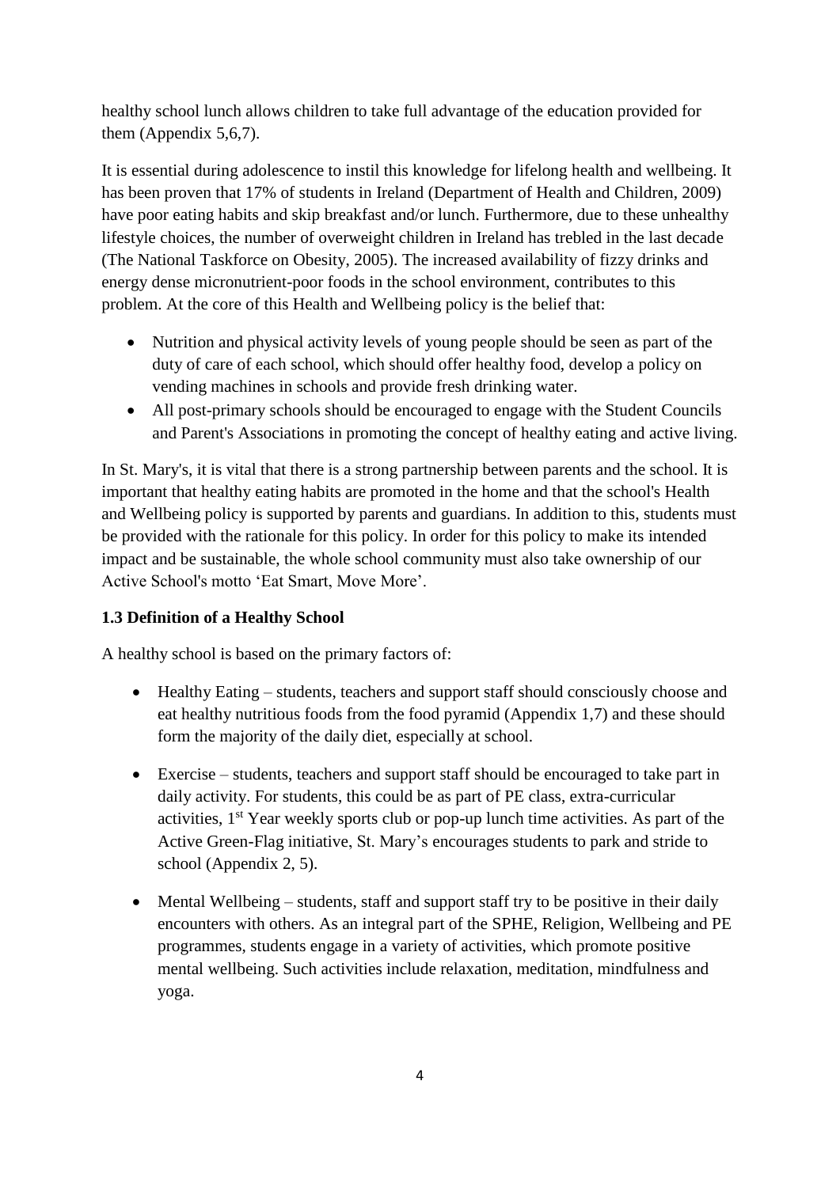healthy school lunch allows children to take full advantage of the education provided for them (Appendix 5,6,7).

It is essential during adolescence to instil this knowledge for lifelong health and wellbeing. It has been proven that 17% of students in Ireland (Department of Health and Children, 2009) have poor eating habits and skip breakfast and/or lunch. Furthermore, due to these unhealthy lifestyle choices, the number of overweight children in Ireland has trebled in the last decade (The National Taskforce on Obesity, 2005). The increased availability of fizzy drinks and energy dense micronutrient-poor foods in the school environment, contributes to this problem. At the core of this Health and Wellbeing policy is the belief that:

- Nutrition and physical activity levels of young people should be seen as part of the duty of care of each school, which should offer healthy food, develop a policy on vending machines in schools and provide fresh drinking water.
- All post-primary schools should be encouraged to engage with the Student Councils and Parent's Associations in promoting the concept of healthy eating and active living.

In St. Mary's, it is vital that there is a strong partnership between parents and the school. It is important that healthy eating habits are promoted in the home and that the school's Health and Wellbeing policy is supported by parents and guardians. In addition to this, students must be provided with the rationale for this policy. In order for this policy to make its intended impact and be sustainable, the whole school community must also take ownership of our Active School's motto 'Eat Smart, Move More'.

### 1.3 Definition of a Healthy School

A healthy school is based on the primary factors of:

- Healthy Eating – students, teachers and support staff should consciously choose and eat healthy nutritious foods from the food pyramid (Appendix 1,7) and these should form the majority of the daily diet, especially at school.

- Exercise – students, teachers and support staff should be encouraged to take part in daily activity. For students, this could be as part of PE class, extra-curricular activities, 1st Year weekly sports club or pop-up lunch time activities. As part of the Active Green-Flag initiative, St. Mary's encourages students to park and stride to school (Appendix 2, 5).

- Mental Wellbeing – students, staff and support staff try to be positive in their daily encounters with others. As an integral part of the SPHE, Religion, Wellbeing and PE programmes, students engage in a variety of activities, which promote positive mental wellbeing. Such activities include relaxation, meditation, mindfulness and yoga.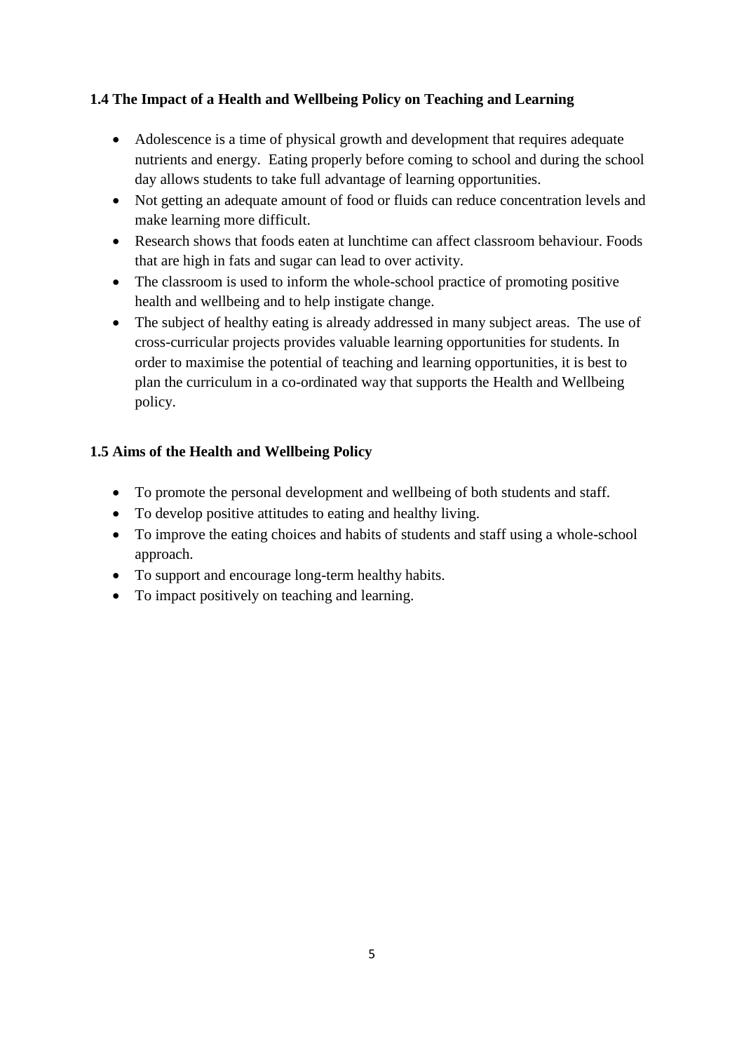### 1.4 The Impact of a Health and Wellbeing Policy on Teaching and Learning

- Adolescence is a time of physical growth and development that requires adequate nutrients and energy. Eating properly before coming to school and during the school day allows students to take full advantage of learning opportunities.
- Not getting an adequate amount of food or fluids can reduce concentration levels and make learning more difficult.
- Research shows that foods eaten at lunchtime can affect classroom behaviour. Foods that are high in fats and sugar can lead to over activity.
- The classroom is used to inform the whole-school practice of promoting positive health and wellbeing and to help instigate change.
- The subject of healthy eating is already addressed in many subject areas. The use of cross-curricular projects provides valuable learning opportunities for students. In order to maximise the potential of teaching and learning opportunities, it is best to plan the curriculum in a co-ordinated way that supports the Health and Wellbeing policy.

### 1.5 Aims of the Health and Wellbeing Policy

- To promote the personal development and wellbeing of both students and staff.
- To develop positive attitudes to eating and healthy living.
- To improve the eating choices and habits of students and staff using a whole-school approach.
- To support and encourage long-term healthy habits.
- To impact positively on teaching and learning.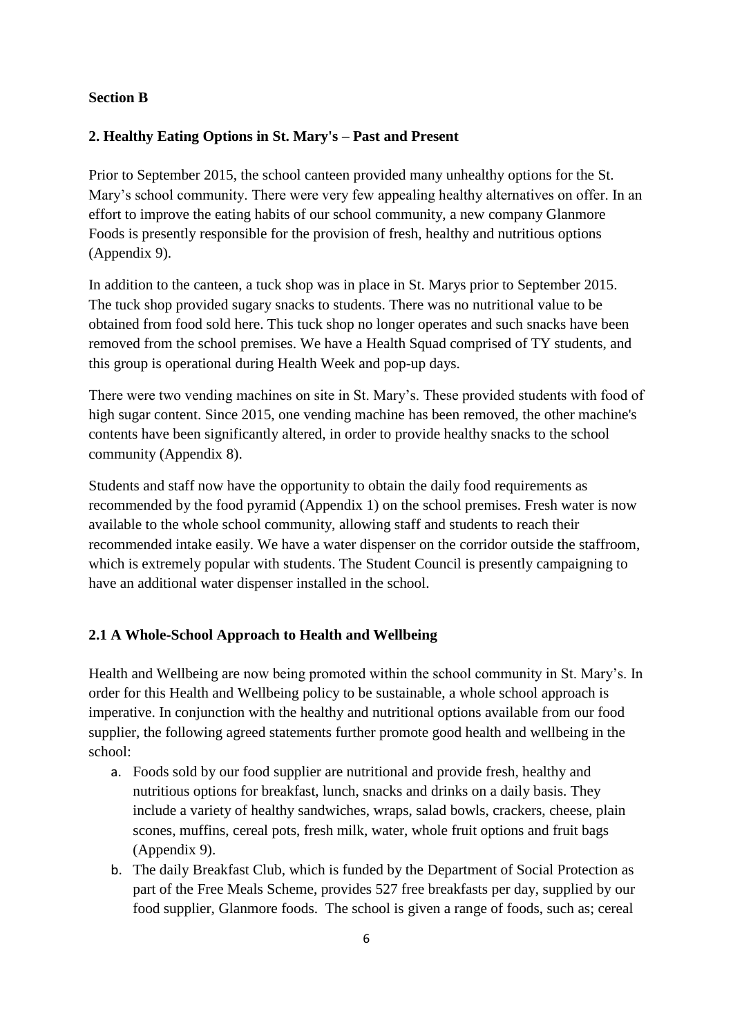**Section B**

**2. Healthy Eating Options in St. Mary's – Past and Present**

Prior to September 2015, the school canteen provided many unhealthy options for the St. Mary's school community. There were very few appealing healthy alternatives on offer. In an effort to improve the eating habits of our school community, a new company Glanmore Foods is presently responsible for the provision of fresh, healthy and nutritious options (Appendix 9).

In addition to the canteen, a tuck shop was in place in St. Marys prior to September 2015. The tuck shop provided sugary snacks to students. There was no nutritional value to be obtained from food sold here. This tuck shop no longer operates and such snacks have been removed from the school premises. We have a Health Squad comprised of TY students, and this group is operational during Health Week and pop-up days.

There were two vending machines on site in St. Mary's. These provided students with food of high sugar content. Since 2015, one vending machine has been removed, the other machine's contents have been significantly altered, in order to provide healthy snacks to the school community (Appendix 8).

Students and staff now have the opportunity to obtain the daily food requirements as recommended by the food pyramid (Appendix 1) on the school premises. Fresh water is now available to the whole school community, allowing staff and students to reach their recommended intake easily. We have a water dispenser on the corridor outside the staffroom, which is extremely popular with students. The Student Council is presently campaigning to have an additional water dispenser installed in the school.

**2.1 A Whole-School Approach to Health and Wellbeing**

Health and Wellbeing are now being promoted within the school community in St. Mary's. In order for this Health and Wellbeing policy to be sustainable, a whole school approach is imperative. In conjunction with the healthy and nutritional options available from our food supplier, the following agreed statements further promote good health and wellbeing in the school:

a. Foods sold by our food supplier are nutritional and provide fresh, healthy and nutritious options for breakfast, lunch, snacks and drinks on a daily basis. They include a variety of healthy sandwiches, wraps, salad bowls, crackers, cheese, plain scones, muffins, cereal pots, fresh milk, water, whole fruit options and fruit bags (Appendix 9).
b. The daily Breakfast Club, which is funded by the Department of Social Protection as part of the Free Meals Scheme, provides 527 free breakfasts per day, supplied by our food supplier, Glanmore foods. The school is given a range of foods, such as; cereal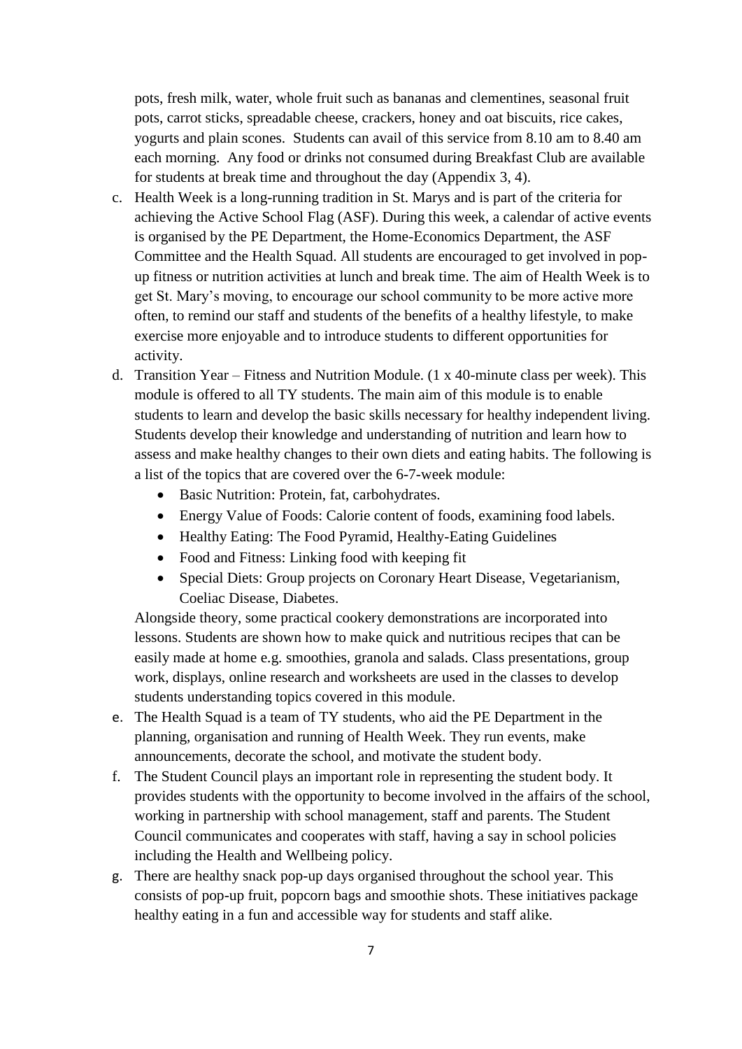pots, fresh milk, water, whole fruit such as bananas and clementines, seasonal fruit pots, carrot sticks, spreadable cheese, crackers, honey and oat biscuits, rice cakes, yogurts and plain scones. Students can avail of this service from 8.10 am to 8.40 am each morning. Any food or drinks not consumed during Breakfast Club are available for students at break time and throughout the day (Appendix 3, 4).

c. Health Week is a long-running tradition in St. Marys and is part of the criteria for achieving the Active School Flag (ASF). During this week, a calendar of active events is organised by the PE Department, the Home-Economics Department, the ASF Committee and the Health Squad. All students are encouraged to get involved in pop-up fitness or nutrition activities at lunch and break time. The aim of Health Week is to get St. Mary's moving, to encourage our school community to be more active more often, to remind our staff and students of the benefits of a healthy lifestyle, to make exercise more enjoyable and to introduce students to different opportunities for activity.

d. Transition Year – Fitness and Nutrition Module. (1 x 40-minute class per week). This module is offered to all TY students. The main aim of this module is to enable students to learn and develop the basic skills necessary for healthy independent living. Students develop their knowledge and understanding of nutrition and learn how to assess and make healthy changes to their own diets and eating habits. The following is a list of the topics that are covered over the 6-7-week module:
    - Basic Nutrition: Protein, fat, carbohydrates.
    - Energy Value of Foods: Calorie content of foods, examining food labels.
    - Healthy Eating: The Food Pyramid, Healthy-Eating Guidelines
    - Food and Fitness: Linking food with keeping fit
    - Special Diets: Group projects on Coronary Heart Disease, Vegetarianism, Coeliac Disease, Diabetes.

   Alongside theory, some practical cookery demonstrations are incorporated into lessons. Students are shown how to make quick and nutritious recipes that can be easily made at home e.g. smoothies, granola and salads. Class presentations, group work, displays, online research and worksheets are used in the classes to develop students understanding topics covered in this module.

e. The Health Squad is a team of TY students, who aid the PE Department in the planning, organisation and running of Health Week. They run events, make announcements, decorate the school, and motivate the student body.

f. The Student Council plays an important role in representing the student body. It provides students with the opportunity to become involved in the affairs of the school, working in partnership with school management, staff and parents. The Student Council communicates and cooperates with staff, having a say in school policies including the Health and Wellbeing policy.

g. There are healthy snack pop-up days organised throughout the school year. This consists of pop-up fruit, popcorn bags and smoothie shots. These initiatives package healthy eating in a fun and accessible way for students and staff alike.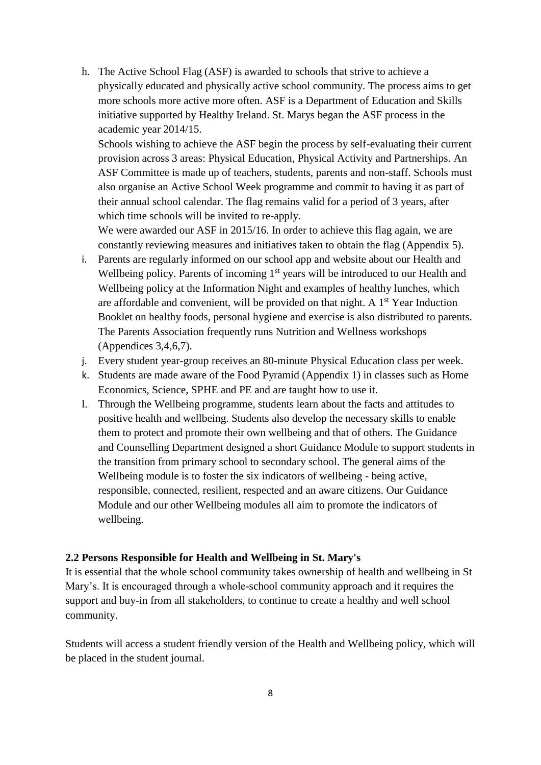h. The Active School Flag (ASF) is awarded to schools that strive to achieve a physically educated and physically active school community. The process aims to get more schools more active more often. ASF is a Department of Education and Skills initiative supported by Healthy Ireland. St. Marys began the ASF process in the academic year 2014/15.

   Schools wishing to achieve the ASF begin the process by self-evaluating their current provision across 3 areas: Physical Education, Physical Activity and Partnerships. An ASF Committee is made up of teachers, students, parents and non-staff. Schools must also organise an Active School Week programme and commit to having it as part of their annual school calendar. The flag remains valid for a period of 3 years, after which time schools will be invited to re-apply.

   We were awarded our ASF in 2015/16. In order to achieve this flag again, we are constantly reviewing measures and initiatives taken to obtain the flag (Appendix 5).

i. Parents are regularly informed on our school app and website about our Health and Wellbeing policy. Parents of incoming 1st years will be introduced to our Health and Wellbeing policy at the Information Night and examples of healthy lunches, which are affordable and convenient, will be provided on that night. A 1st Year Induction Booklet on healthy foods, personal hygiene and exercise is also distributed to parents. The Parents Association frequently runs Nutrition and Wellness workshops (Appendices 3,4,6,7).

j. Every student year-group receives an 80-minute Physical Education class per week.

k. Students are made aware of the Food Pyramid (Appendix 1) in classes such as Home Economics, Science, SPHE and PE and are taught how to use it.

l. Through the Wellbeing programme, students learn about the facts and attitudes to positive health and wellbeing. Students also develop the necessary skills to enable them to protect and promote their own wellbeing and that of others. The Guidance and Counselling Department designed a short Guidance Module to support students in the transition from primary school to secondary school. The general aims of the Wellbeing module is to foster the six indicators of wellbeing - being active, responsible, connected, resilient, respected and an aware citizens. Our Guidance Module and our other Wellbeing modules all aim to promote the indicators of wellbeing.

## 2.2 Persons Responsible for Health and Wellbeing in St. Mary's

It is essential that the whole school community takes ownership of health and wellbeing in St Mary's. It is encouraged through a whole-school community approach and it requires the support and buy-in from all stakeholders, to continue to create a healthy and well school community.

Students will access a student friendly version of the Health and Wellbeing policy, which will be placed in the student journal.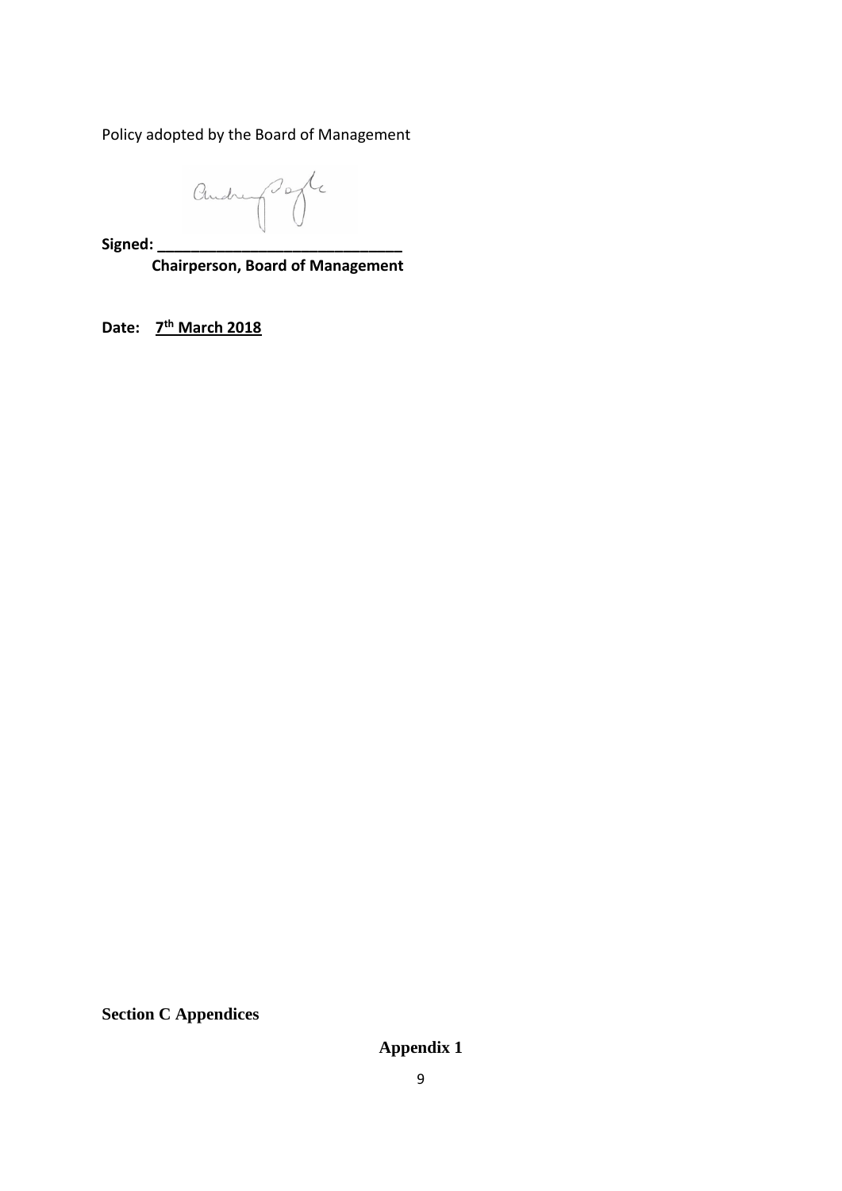Policy adopted by the Board of Management

**Signed: \_\_\_\_\_\_\_\_\_\_\_\_\_\_\_\_\_\_\_\_\_\_\_\_\_\_\_\_\_**
**Chairperson, Board of Management**

**Date: 7th March 2018**

**Section C Appendices**

**Appendix 1**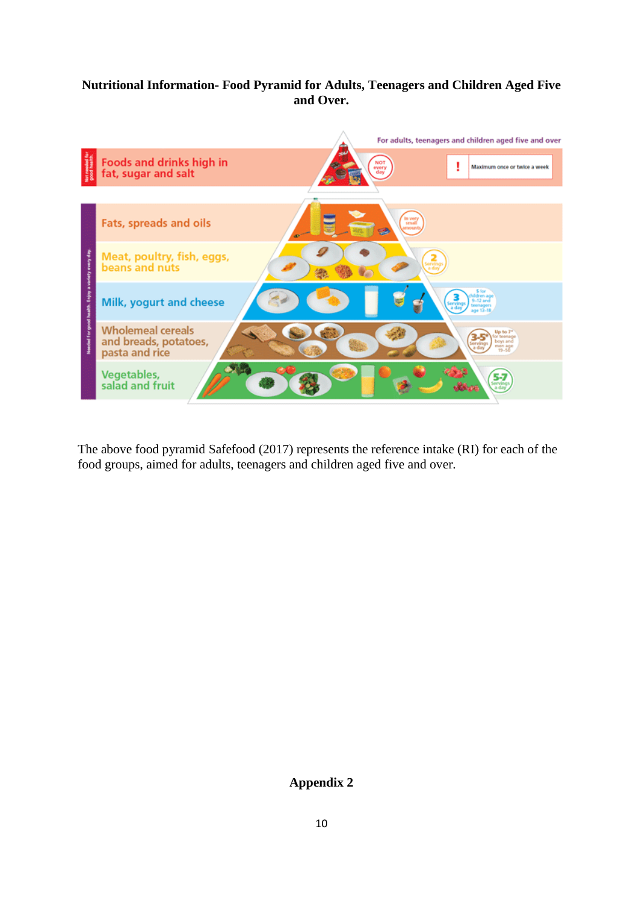**Nutritional Information- Food Pyramid for Adults, Teenagers and Children Aged Five and Over.**

For adults, teenagers and children aged five and over

Foods and drinks high in fat, sugar and salt — NOT every day — Maximum once or twice a week

Fats, spreads and oils — In very small amounts

Meat, poultry, fish, eggs, beans and nuts — 2 Servings a day

Milk, yogurt and cheese — 3 Servings a day — 5 for children age 9-12 and teenagers age 13-18

Wholemeal cereals and breads, potatoes, pasta and rice — 3-5* Servings a day — Up to 7* for teenage boys and men age 19-50

Vegetables, salad and fruit — 5-7 Servings a day

The above food pyramid Safefood (2017) represents the reference intake (RI) for each of the food groups, aimed for adults, teenagers and children aged five and over.

**Appendix 2**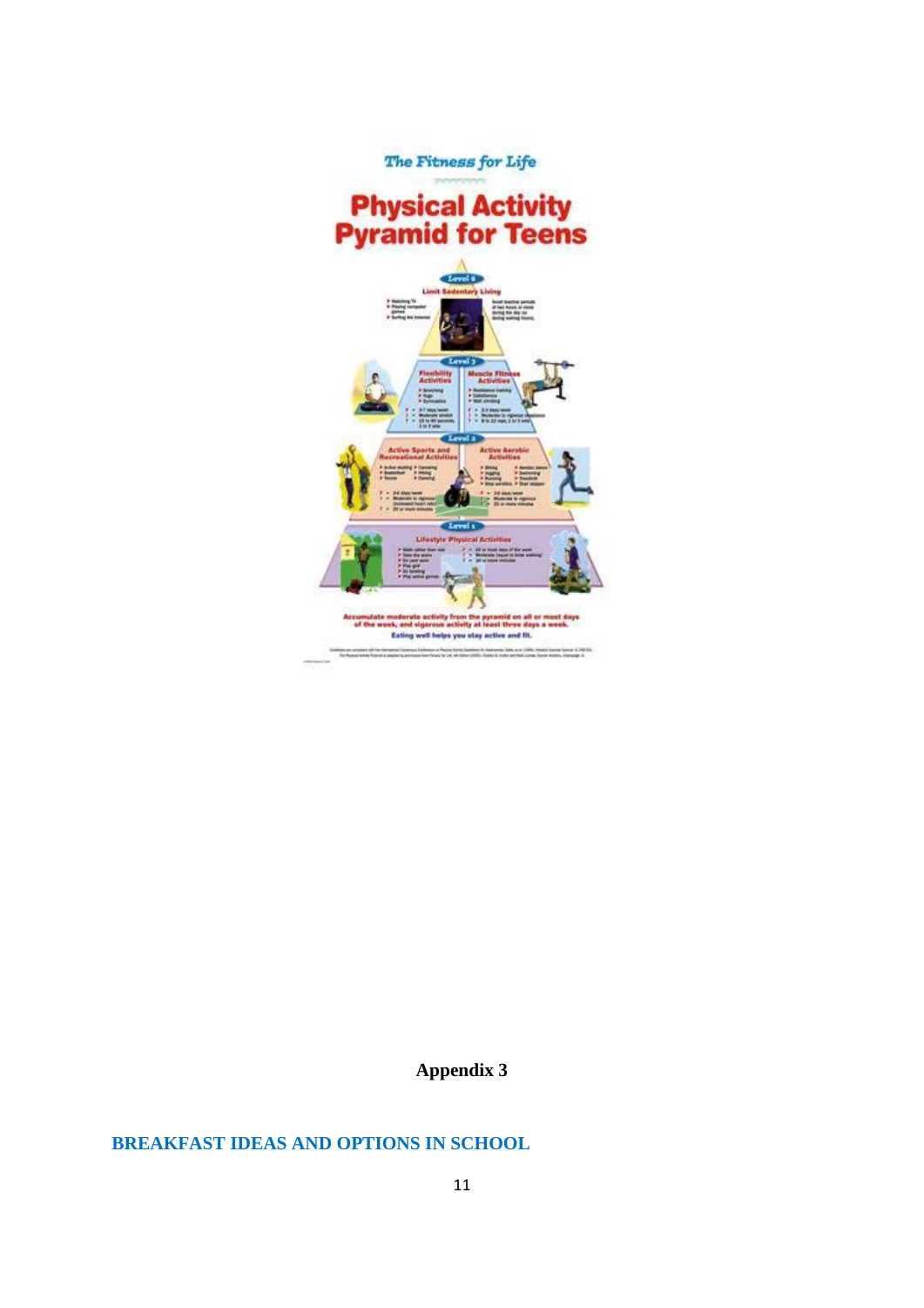*The Fitness for Life*

# Physical Activity Pyramid for Teens

Level 4
Limit Sedentary Living

Level 3
Flexibility Activities
Muscle Fitness Activities

Level 2
Active Sports and Recreational Activities
Active Aerobic Activities

Level 1
Lifestyle Physical Activities

Accumulate moderate activity from the pyramid on all or most days of the week, and vigorous activity at least three days a week.

Eating well helps you stay active and fit.

**Appendix 3**

## BREAKFAST IDEAS AND OPTIONS IN SCHOOL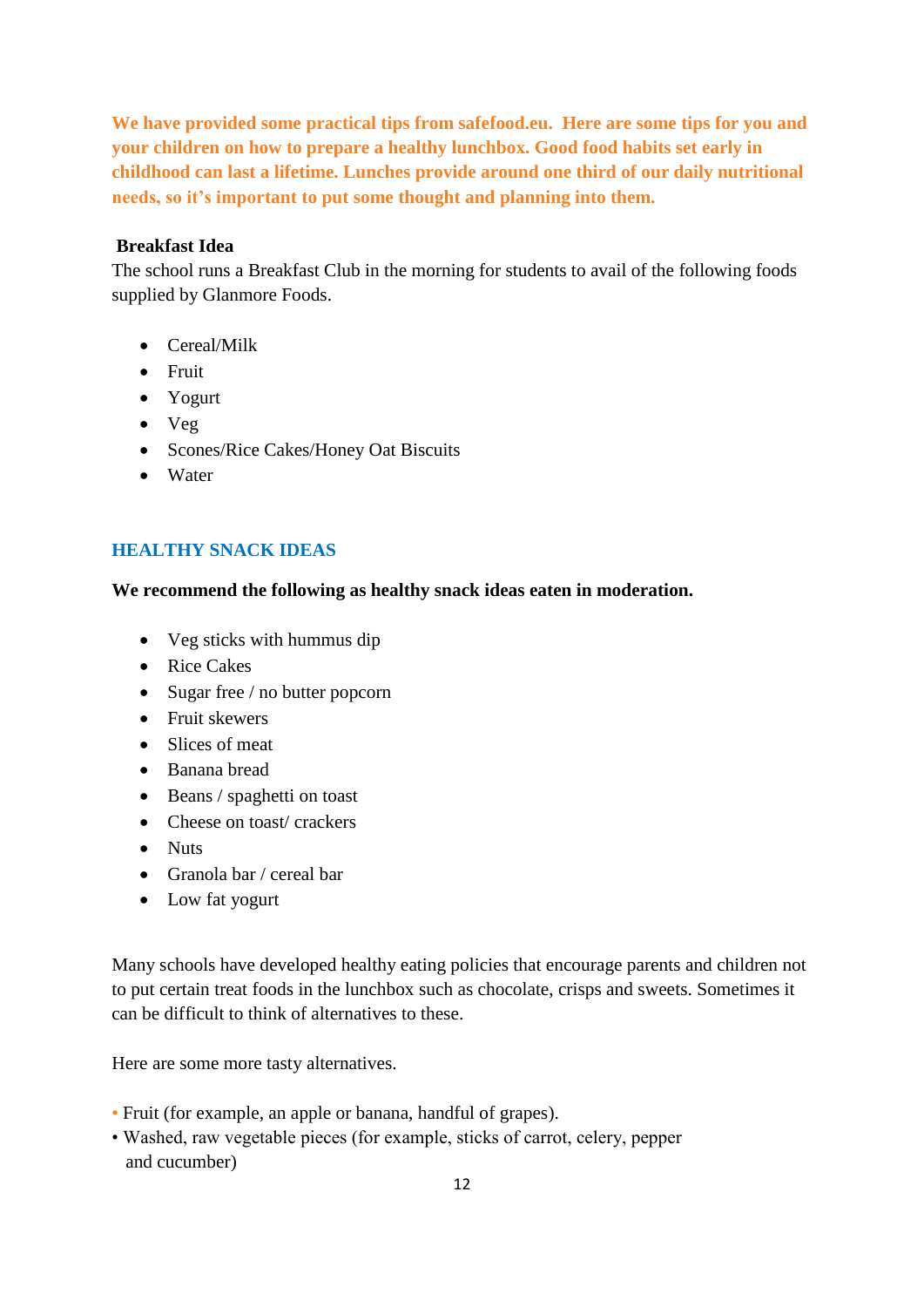**We have provided some practical tips from safefood.eu. Here are some tips for you and your children on how to prepare a healthy lunchbox. Good food habits set early in childhood can last a lifetime. Lunches provide around one third of our daily nutritional needs, so it's important to put some thought and planning into them.**

**Breakfast Idea**

The school runs a Breakfast Club in the morning for students to avail of the following foods supplied by Glanmore Foods.

- Cereal/Milk
- Fruit
- Yogurt
- Veg
- Scones/Rice Cakes/Honey Oat Biscuits
- Water

## HEALTHY SNACK IDEAS

**We recommend the following as healthy snack ideas eaten in moderation.**

- Veg sticks with hummus dip
- Rice Cakes
- Sugar free / no butter popcorn
- Fruit skewers
- Slices of meat
- Banana bread
- Beans / spaghetti on toast
- Cheese on toast/ crackers
- Nuts
- Granola bar / cereal bar
- Low fat yogurt

Many schools have developed healthy eating policies that encourage parents and children not to put certain treat foods in the lunchbox such as chocolate, crisps and sweets. Sometimes it can be difficult to think of alternatives to these.

Here are some more tasty alternatives.

- Fruit (for example, an apple or banana, handful of grapes).
- Washed, raw vegetable pieces (for example, sticks of carrot, celery, pepper and cucumber)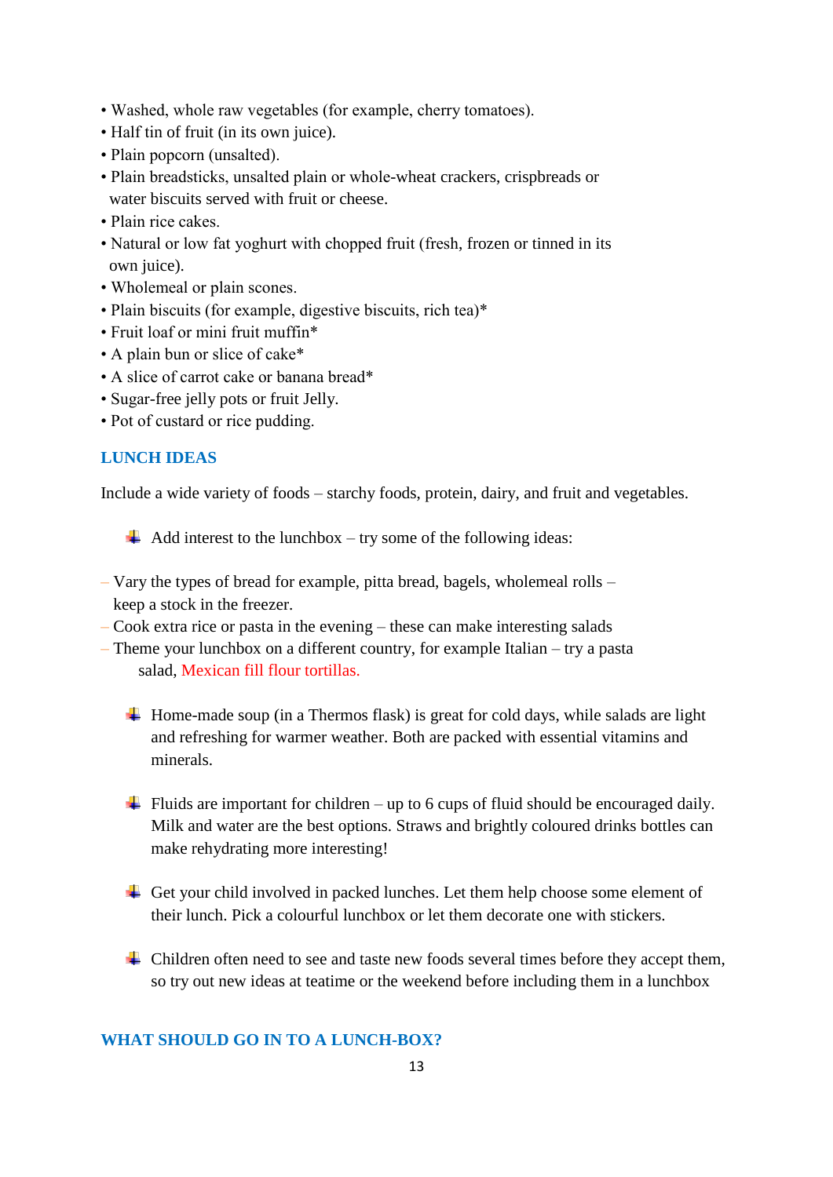- Washed, whole raw vegetables (for example, cherry tomatoes).
- Half tin of fruit (in its own juice).
- Plain popcorn (unsalted).
- Plain breadsticks, unsalted plain or whole-wheat crackers, crispbreads or water biscuits served with fruit or cheese.
- Plain rice cakes.
- Natural or low fat yoghurt with chopped fruit (fresh, frozen or tinned in its own juice).
- Wholemeal or plain scones.
- Plain biscuits (for example, digestive biscuits, rich tea)*
- Fruit loaf or mini fruit muffin*
- A plain bun or slice of cake*
- A slice of carrot cake or banana bread*
- Sugar-free jelly pots or fruit Jelly.
- Pot of custard or rice pudding.

## LUNCH IDEAS

Include a wide variety of foods – starchy foods, protein, dairy, and fruit and vegetables.

- Add interest to the lunchbox – try some of the following ideas:

– Vary the types of bread for example, pitta bread, bagels, wholemeal rolls – keep a stock in the freezer.
– Cook extra rice or pasta in the evening – these can make interesting salads
– Theme your lunchbox on a different country, for example Italian – try a pasta salad, Mexican fill flour tortillas.

- Home-made soup (in a Thermos flask) is great for cold days, while salads are light and refreshing for warmer weather. Both are packed with essential vitamins and minerals.

- Fluids are important for children – up to 6 cups of fluid should be encouraged daily. Milk and water are the best options. Straws and brightly coloured drinks bottles can make rehydrating more interesting!

- Get your child involved in packed lunches. Let them help choose some element of their lunch. Pick a colourful lunchbox or let them decorate one with stickers.

- Children often need to see and taste new foods several times before they accept them, so try out new ideas at teatime or the weekend before including them in a lunchbox

## WHAT SHOULD GO IN TO A LUNCH-BOX?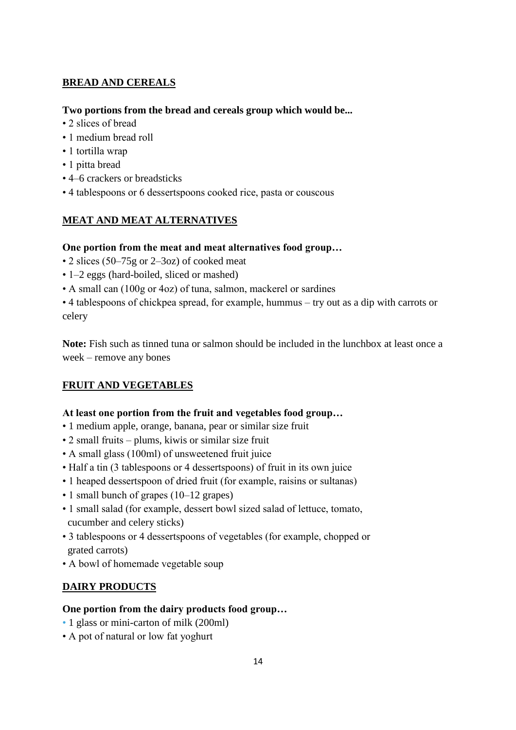## BREAD AND CEREALS

**Two portions from the bread and cereals group which would be...**

- 2 slices of bread
- 1 medium bread roll
- 1 tortilla wrap
- 1 pitta bread
- 4–6 crackers or breadsticks
- 4 tablespoons or 6 dessertspoons cooked rice, pasta or couscous

## MEAT AND MEAT ALTERNATIVES

**One portion from the meat and meat alternatives food group…**

- 2 slices (50–75g or 2–3oz) of cooked meat
- 1–2 eggs (hard-boiled, sliced or mashed)
- A small can (100g or 4oz) of tuna, salmon, mackerel or sardines
- 4 tablespoons of chickpea spread, for example, hummus – try out as a dip with carrots or celery

**Note:** Fish such as tinned tuna or salmon should be included in the lunchbox at least once a week – remove any bones

## FRUIT AND VEGETABLES

**At least one portion from the fruit and vegetables food group…**

- 1 medium apple, orange, banana, pear or similar size fruit
- 2 small fruits – plums, kiwis or similar size fruit
- A small glass (100ml) of unsweetened fruit juice
- Half a tin (3 tablespoons or 4 dessertspoons) of fruit in its own juice
- 1 heaped dessertspoon of dried fruit (for example, raisins or sultanas)
- 1 small bunch of grapes (10–12 grapes)
- 1 small salad (for example, dessert bowl sized salad of lettuce, tomato, cucumber and celery sticks)
- 3 tablespoons or 4 dessertspoons of vegetables (for example, chopped or grated carrots)
- A bowl of homemade vegetable soup

## DAIRY PRODUCTS

**One portion from the dairy products food group…**

- 1 glass or mini-carton of milk (200ml)
- A pot of natural or low fat yoghurt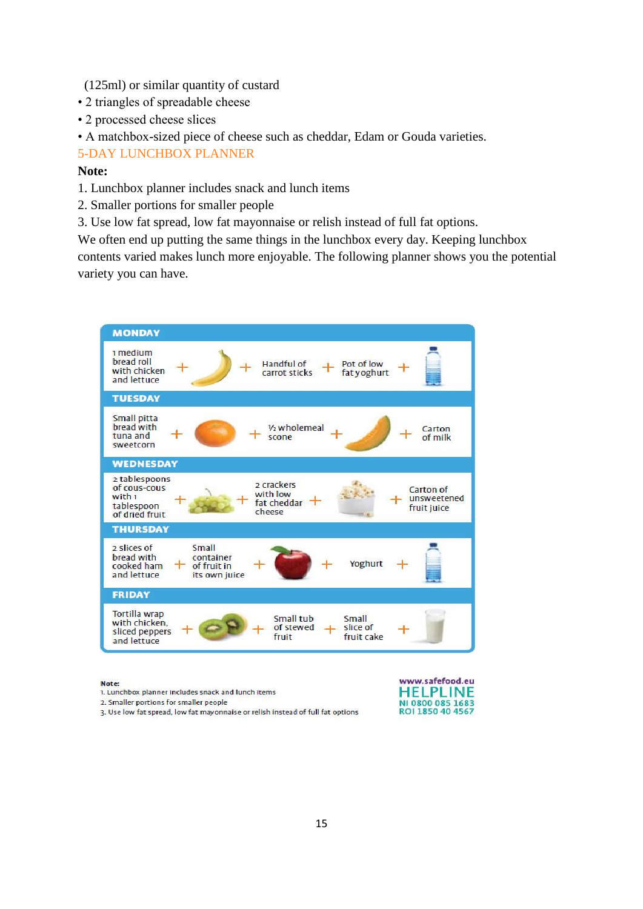(125ml) or similar quantity of custard

- 2 triangles of spreadable cheese
- 2 processed cheese slices
- A matchbox-sized piece of cheese such as cheddar, Edam or Gouda varieties.

## 5-DAY LUNCHBOX PLANNER

**Note:**

1. Lunchbox planner includes snack and lunch items
2. Smaller portions for smaller people
3. Use low fat spread, low fat mayonnaise or relish instead of full fat options.

We often end up putting the same things in the lunchbox every day. Keeping lunchbox contents varied makes lunch more enjoyable. The following planner shows you the potential variety you can have.

**MONDAY**

1 medium bread roll with chicken and lettuce + + Handful of carrot sticks + Pot of low fat yoghurt +

**TUESDAY**

Small pitta bread with tuna and sweetcorn + + ½ wholemeal scone + + Carton of milk

**WEDNESDAY**

2 tablespoons of cous-cous with 1 tablespoon of dried fruit + + 2 crackers with low fat cheddar cheese + + Carton of unsweetened fruit juice

**THURSDAY**

2 slices of bread with cooked ham and lettuce + Small container of fruit in its own juice + + Yoghurt +

**FRIDAY**

Tortilla wrap with chicken, sliced peppers and lettuce + + Small tub of stewed fruit + Small slice of fruit cake +

**Note:**

1. Lunchbox planner includes snack and lunch items
2. Smaller portions for smaller people
3. Use low fat spread, low fat mayonnaise or relish instead of full fat options

www.safefood.eu
HELPLINE
NI 0800 085 1683
ROI 1850 40 4567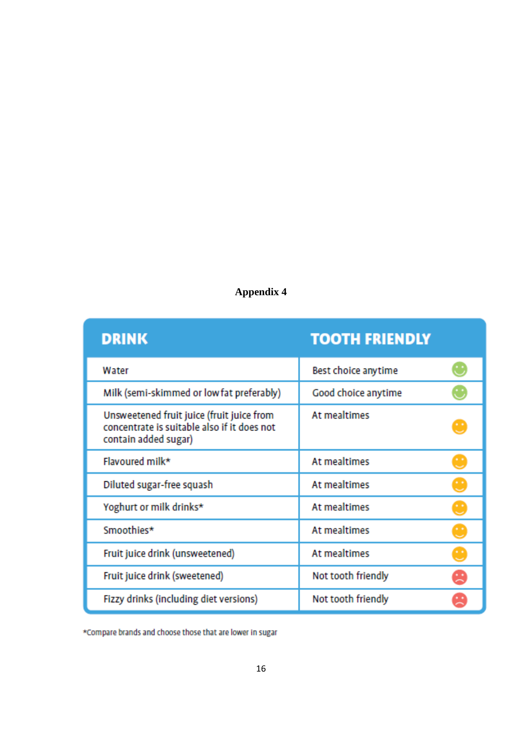**Appendix 4**

| DRINK | TOOTH FRIENDLY |
|---|---|
| Water | Best choice anytime 🙂 |
| Milk (semi-skimmed or low fat preferably) | Good choice anytime 🙂 |
| Unsweetened fruit juice (fruit juice from concentrate is suitable also if it does not contain added sugar) | At mealtimes 🙂 |
| Flavoured milk* | At mealtimes 🙂 |
| Diluted sugar-free squash | At mealtimes 🙂 |
| Yoghurt or milk drinks* | At mealtimes 🙂 |
| Smoothies* | At mealtimes 🙂 |
| Fruit juice drink (unsweetened) | At mealtimes 🙂 |
| Fruit juice drink (sweetened) | Not tooth friendly ☹ |
| Fizzy drinks (including diet versions) | Not tooth friendly ☹ |

*Compare brands and choose those that are lower in sugar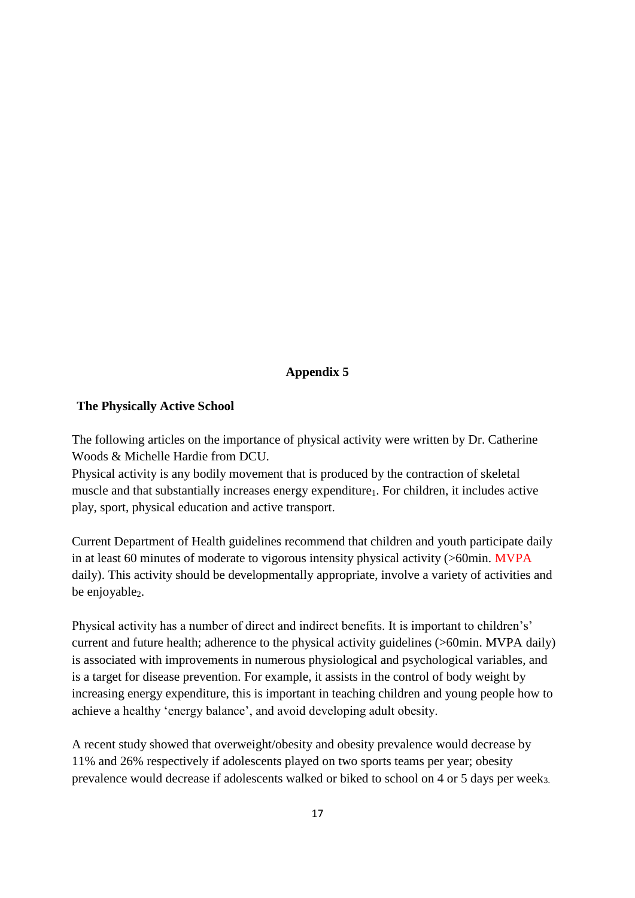## Appendix 5

### The Physically Active School

The following articles on the importance of physical activity were written by Dr. Catherine Woods & Michelle Hardie from DCU.

Physical activity is any bodily movement that is produced by the contraction of skeletal muscle and that substantially increases energy expenditure[1]. For children, it includes active play, sport, physical education and active transport.

Current Department of Health guidelines recommend that children and youth participate daily in at least 60 minutes of moderate to vigorous intensity physical activity (>60min. MVPA daily). This activity should be developmentally appropriate, involve a variety of activities and be enjoyable[2].

Physical activity has a number of direct and indirect benefits. It is important to children's' current and future health; adherence to the physical activity guidelines (>60min. MVPA daily) is associated with improvements in numerous physiological and psychological variables, and is a target for disease prevention. For example, it assists in the control of body weight by increasing energy expenditure, this is important in teaching children and young people how to achieve a healthy 'energy balance', and avoid developing adult obesity.

A recent study showed that overweight/obesity and obesity prevalence would decrease by 11% and 26% respectively if adolescents played on two sports teams per year; obesity prevalence would decrease if adolescents walked or biked to school on 4 or 5 days per week[3].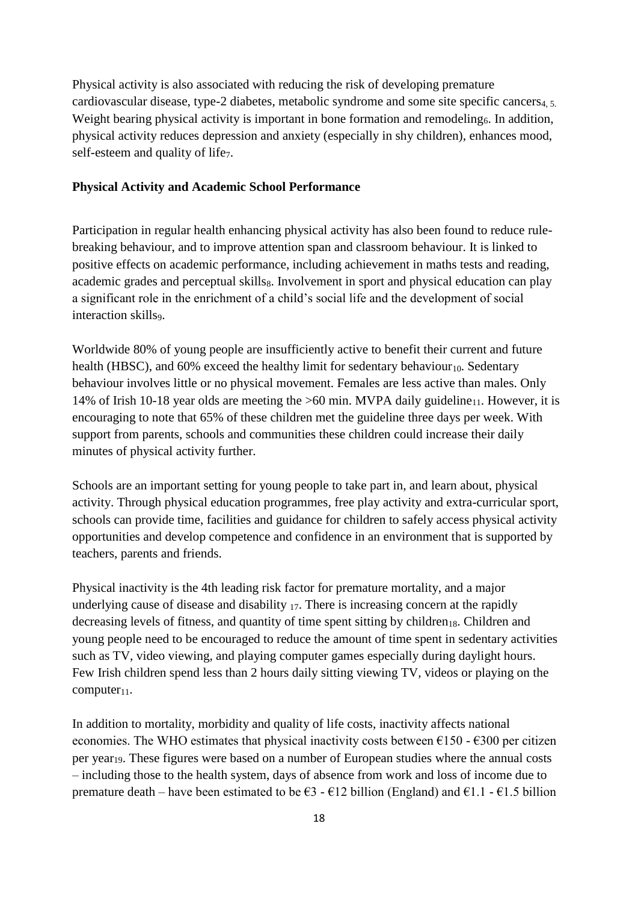Physical activity is also associated with reducing the risk of developing premature cardiovascular disease, type-2 diabetes, metabolic syndrome and some site specific cancers[4, 5]. Weight bearing physical activity is important in bone formation and remodeling[6]. In addition, physical activity reduces depression and anxiety (especially in shy children), enhances mood, self-esteem and quality of life[7].

**Physical Activity and Academic School Performance**

Participation in regular health enhancing physical activity has also been found to reduce rule-breaking behaviour, and to improve attention span and classroom behaviour. It is linked to positive effects on academic performance, including achievement in maths tests and reading, academic grades and perceptual skills[8]. Involvement in sport and physical education can play a significant role in the enrichment of a child's social life and the development of social interaction skills[9].

Worldwide 80% of young people are insufficiently active to benefit their current and future health (HBSC), and 60% exceed the healthy limit for sedentary behaviour[10]. Sedentary behaviour involves little or no physical movement. Females are less active than males. Only 14% of Irish 10-18 year olds are meeting the >60 min. MVPA daily guideline[11]. However, it is encouraging to note that 65% of these children met the guideline three days per week. With support from parents, schools and communities these children could increase their daily minutes of physical activity further.

Schools are an important setting for young people to take part in, and learn about, physical activity. Through physical education programmes, free play activity and extra-curricular sport, schools can provide time, facilities and guidance for children to safely access physical activity opportunities and develop competence and confidence in an environment that is supported by teachers, parents and friends.

Physical inactivity is the 4th leading risk factor for premature mortality, and a major underlying cause of disease and disability [17]. There is increasing concern at the rapidly decreasing levels of fitness, and quantity of time spent sitting by children[18]. Children and young people need to be encouraged to reduce the amount of time spent in sedentary activities such as TV, video viewing, and playing computer games especially during daylight hours. Few Irish children spend less than 2 hours daily sitting viewing TV, videos or playing on the computer[11].

In addition to mortality, morbidity and quality of life costs, inactivity affects national economies. The WHO estimates that physical inactivity costs between €150 - €300 per citizen per year[19]. These figures were based on a number of European studies where the annual costs – including those to the health system, days of absence from work and loss of income due to premature death – have been estimated to be €3 - €12 billion (England) and €1.1 - €1.5 billion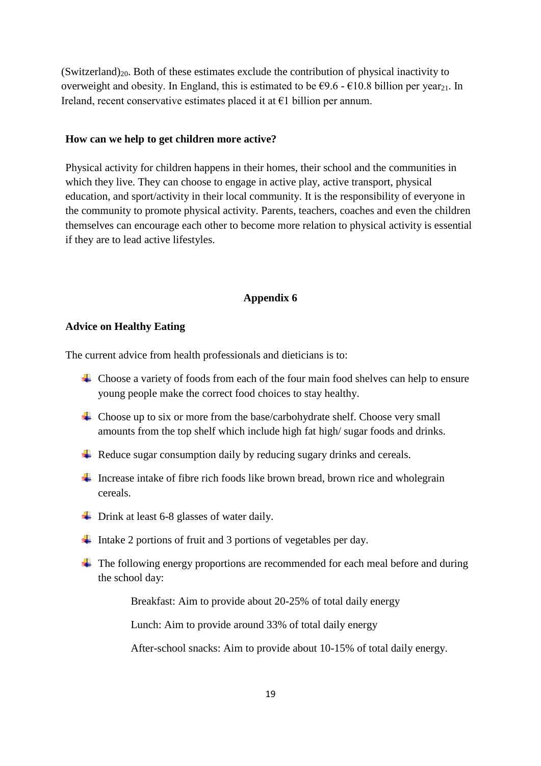(Switzerland)[20]. Both of these estimates exclude the contribution of physical inactivity to overweight and obesity. In England, this is estimated to be €9.6 - €10.8 billion per year[21]. In Ireland, recent conservative estimates placed it at €1 billion per annum.

**How can we help to get children more active?**

Physical activity for children happens in their homes, their school and the communities in which they live. They can choose to engage in active play, active transport, physical education, and sport/activity in their local community. It is the responsibility of everyone in the community to promote physical activity. Parents, teachers, coaches and even the children themselves can encourage each other to become more relation to physical activity is essential if they are to lead active lifestyles.

## Appendix 6

**Advice on Healthy Eating**

The current advice from health professionals and dieticians is to:

- Choose a variety of foods from each of the four main food shelves can help to ensure young people make the correct food choices to stay healthy.
- Choose up to six or more from the base/carbohydrate shelf. Choose very small amounts from the top shelf which include high fat high/ sugar foods and drinks.
- Reduce sugar consumption daily by reducing sugary drinks and cereals.
- Increase intake of fibre rich foods like brown bread, brown rice and wholegrain cereals.
- Drink at least 6-8 glasses of water daily.
- Intake 2 portions of fruit and 3 portions of vegetables per day.
- The following energy proportions are recommended for each meal before and during the school day:

  Breakfast: Aim to provide about 20-25% of total daily energy

  Lunch: Aim to provide around 33% of total daily energy

  After-school snacks: Aim to provide about 10-15% of total daily energy.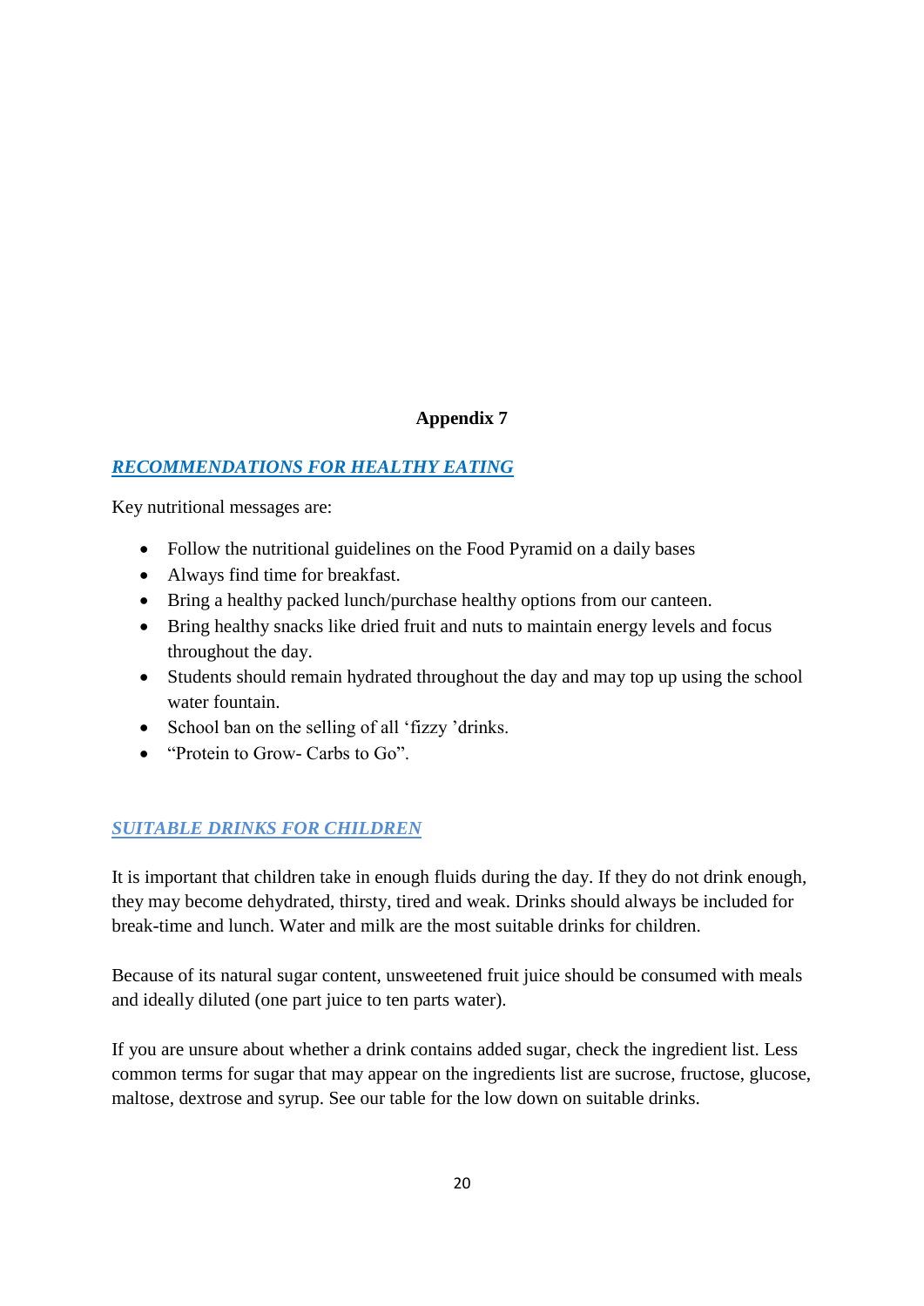**Appendix 7**

## ***RECOMMENDATIONS FOR HEALTHY EATING***

Key nutritional messages are:

- Follow the nutritional guidelines on the Food Pyramid on a daily bases
- Always find time for breakfast.
- Bring a healthy packed lunch/purchase healthy options from our canteen.
- Bring healthy snacks like dried fruit and nuts to maintain energy levels and focus throughout the day.
- Students should remain hydrated throughout the day and may top up using the school water fountain.
- School ban on the selling of all 'fizzy 'drinks.
- "Protein to Grow- Carbs to Go".

## ***SUITABLE DRINKS FOR CHILDREN***

It is important that children take in enough fluids during the day. If they do not drink enough, they may become dehydrated, thirsty, tired and weak. Drinks should always be included for break-time and lunch. Water and milk are the most suitable drinks for children.

Because of its natural sugar content, unsweetened fruit juice should be consumed with meals and ideally diluted (one part juice to ten parts water).

If you are unsure about whether a drink contains added sugar, check the ingredient list. Less common terms for sugar that may appear on the ingredients list are sucrose, fructose, glucose, maltose, dextrose and syrup. See our table for the low down on suitable drinks.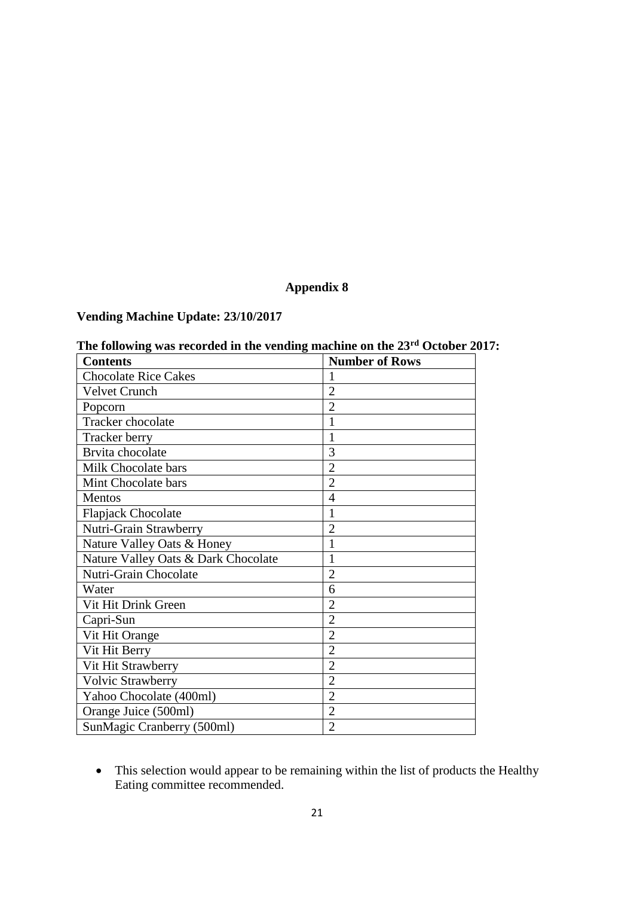# Appendix 8

**Vending Machine Update: 23/10/2017**

**The following was recorded in the vending machine on the 23rd October 2017:**

| Contents | Number of Rows |
|---|---|
| Chocolate Rice Cakes | 1 |
| Velvet Crunch | 2 |
| Popcorn | 2 |
| Tracker chocolate | 1 |
| Tracker berry | 1 |
| Brvita chocolate | 3 |
| Milk Chocolate bars | 2 |
| Mint Chocolate bars | 2 |
| Mentos | 4 |
| Flapjack Chocolate | 1 |
| Nutri-Grain Strawberry | 2 |
| Nature Valley Oats & Honey | 1 |
| Nature Valley Oats & Dark Chocolate | 1 |
| Nutri-Grain Chocolate | 2 |
| Water | 6 |
| Vit Hit Drink Green | 2 |
| Capri-Sun | 2 |
| Vit Hit Orange | 2 |
| Vit Hit Berry | 2 |
| Vit Hit Strawberry | 2 |
| Volvic Strawberry | 2 |
| Yahoo Chocolate (400ml) | 2 |
| Orange Juice (500ml) | 2 |
| SunMagic Cranberry (500ml) | 2 |

- This selection would appear to be remaining within the list of products the Healthy Eating committee recommended.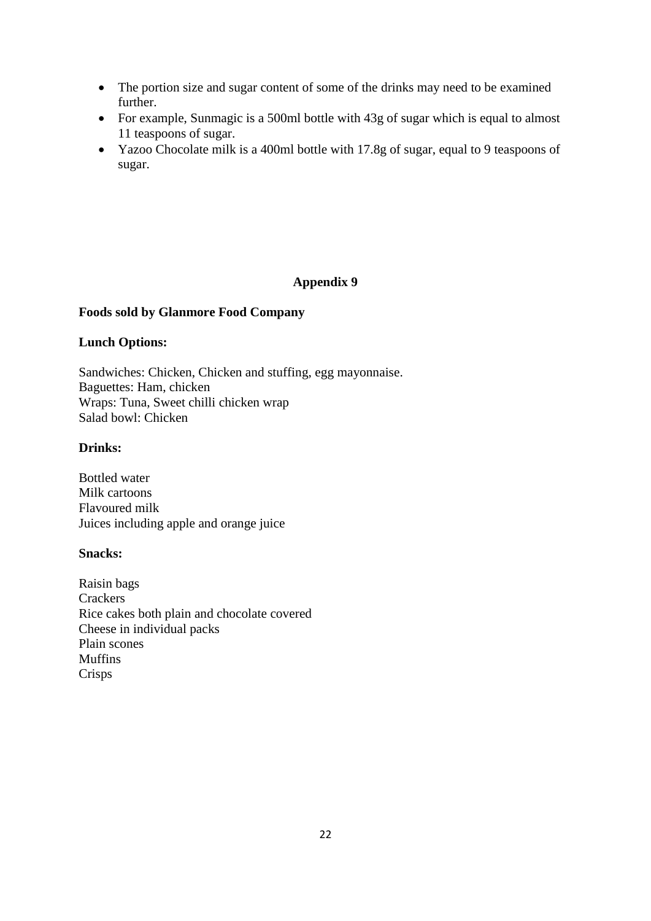- The portion size and sugar content of some of the drinks may need to be examined further.
- For example, Sunmagic is a 500ml bottle with 43g of sugar which is equal to almost 11 teaspoons of sugar.
- Yazoo Chocolate milk is a 400ml bottle with 17.8g of sugar, equal to 9 teaspoons of sugar.

## Appendix 9

**Foods sold by Glanmore Food Company**

**Lunch Options:**

Sandwiches: Chicken, Chicken and stuffing, egg mayonnaise.
Baguettes: Ham, chicken
Wraps: Tuna, Sweet chilli chicken wrap
Salad bowl: Chicken

**Drinks:**

Bottled water
Milk cartoons
Flavoured milk
Juices including apple and orange juice

**Snacks:**

Raisin bags
Crackers
Rice cakes both plain and chocolate covered
Cheese in individual packs
Plain scones
Muffins
Crisps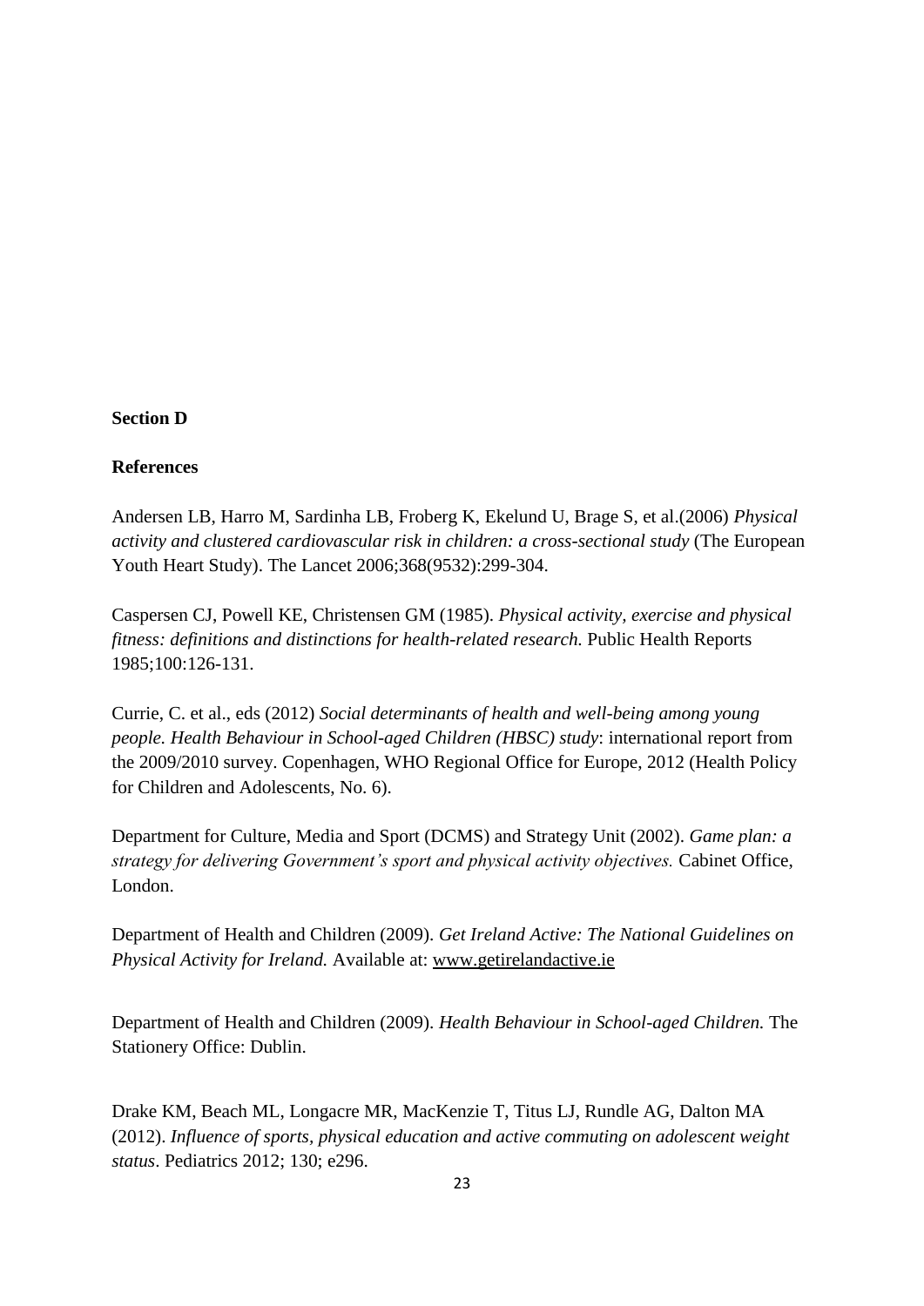**Section D**

**References**

Andersen LB, Harro M, Sardinha LB, Froberg K, Ekelund U, Brage S, et al.(2006) *Physical activity and clustered cardiovascular risk in children: a cross-sectional study* (The European Youth Heart Study). The Lancet 2006;368(9532):299-304.

Caspersen CJ, Powell KE, Christensen GM (1985). *Physical activity, exercise and physical fitness: definitions and distinctions for health-related research.* Public Health Reports 1985;100:126-131.

Currie, C. et al., eds (2012) *Social determinants of health and well-being among young people. Health Behaviour in School-aged Children (HBSC) study*: international report from the 2009/2010 survey. Copenhagen, WHO Regional Office for Europe, 2012 (Health Policy for Children and Adolescents, No. 6).

Department for Culture, Media and Sport (DCMS) and Strategy Unit (2002). *Game plan: a strategy for delivering Government's sport and physical activity objectives.* Cabinet Office, London.

Department of Health and Children (2009). *Get Ireland Active: The National Guidelines on Physical Activity for Ireland.* Available at: www.getirelandactive.ie

Department of Health and Children (2009). *Health Behaviour in School-aged Children.* The Stationery Office: Dublin.

Drake KM, Beach ML, Longacre MR, MacKenzie T, Titus LJ, Rundle AG, Dalton MA (2012). *Influence of sports, physical education and active commuting on adolescent weight status*. Pediatrics 2012; 130; e296.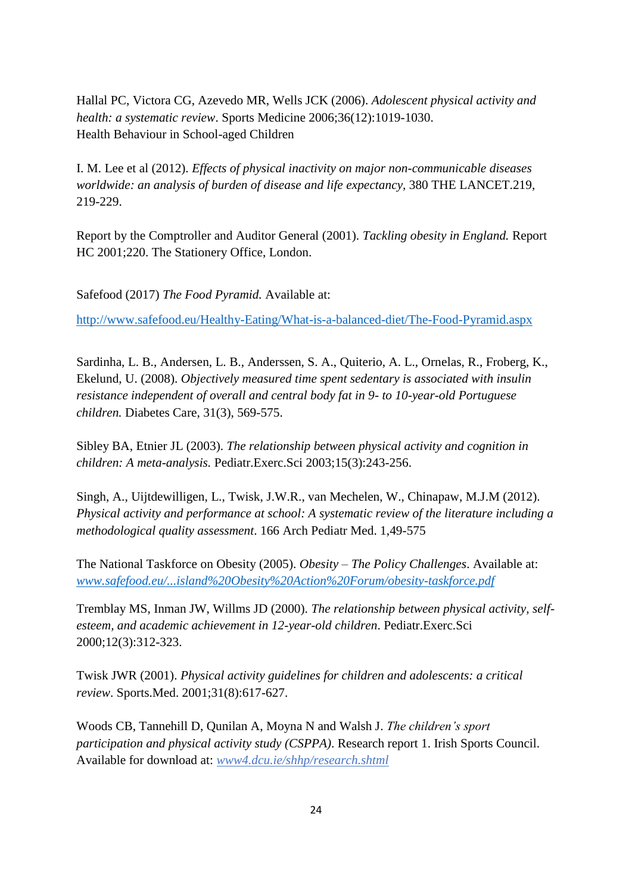Hallal PC, Victora CG, Azevedo MR, Wells JCK (2006). *Adolescent physical activity and health: a systematic review*. Sports Medicine 2006;36(12):1019-1030.
Health Behaviour in School-aged Children

I. M. Lee et al (2012). *Effects of physical inactivity on major non-communicable diseases worldwide: an analysis of burden of disease and life expectancy*, 380 THE LANCET.219, 219-229.

Report by the Comptroller and Auditor General (2001). *Tackling obesity in England.* Report HC 2001;220. The Stationery Office, London.

Safefood (2017) *The Food Pyramid.* Available at:

http://www.safefood.eu/Healthy-Eating/What-is-a-balanced-diet/The-Food-Pyramid.aspx

Sardinha, L. B., Andersen, L. B., Anderssen, S. A., Quiterio, A. L., Ornelas, R., Froberg, K., Ekelund, U. (2008). *Objectively measured time spent sedentary is associated with insulin resistance independent of overall and central body fat in 9- to 10-year-old Portuguese children.* Diabetes Care, 31(3), 569-575.

Sibley BA, Etnier JL (2003). *The relationship between physical activity and cognition in children: A meta-analysis.* Pediatr.Exerc.Sci 2003;15(3):243-256.

Singh, A., Uijtdewilligen, L., Twisk, J.W.R., van Mechelen, W., Chinapaw, M.J.M (2012). *Physical activity and performance at school: A systematic review of the literature including a methodological quality assessment*. 166 Arch Pediatr Med. 1,49-575

The National Taskforce on Obesity (2005). *Obesity – The Policy Challenges*. Available at: *www.safefood.eu/...island%20Obesity%20Action%20Forum/obesity-taskforce.pdf*

Tremblay MS, Inman JW, Willms JD (2000). *The relationship between physical activity, self-esteem, and academic achievement in 12-year-old children*. Pediatr.Exerc.Sci 2000;12(3):312-323.

Twisk JWR (2001). *Physical activity guidelines for children and adolescents: a critical review*. Sports.Med. 2001;31(8):617-627.

Woods CB, Tannehill D, Qunilan A, Moyna N and Walsh J. *The children's sport participation and physical activity study (CSPPA)*. Research report 1. Irish Sports Council. Available for download at: *www4.dcu.ie/shhp/research.shtml*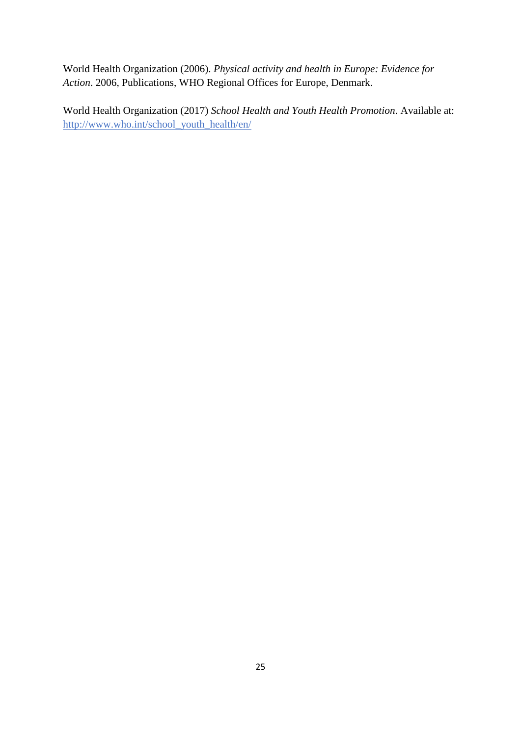World Health Organization (2006). *Physical activity and health in Europe: Evidence for Action*. 2006, Publications, WHO Regional Offices for Europe, Denmark.

World Health Organization (2017) *School Health and Youth Health Promotion*. Available at: http://www.who.int/school_youth_health/en/